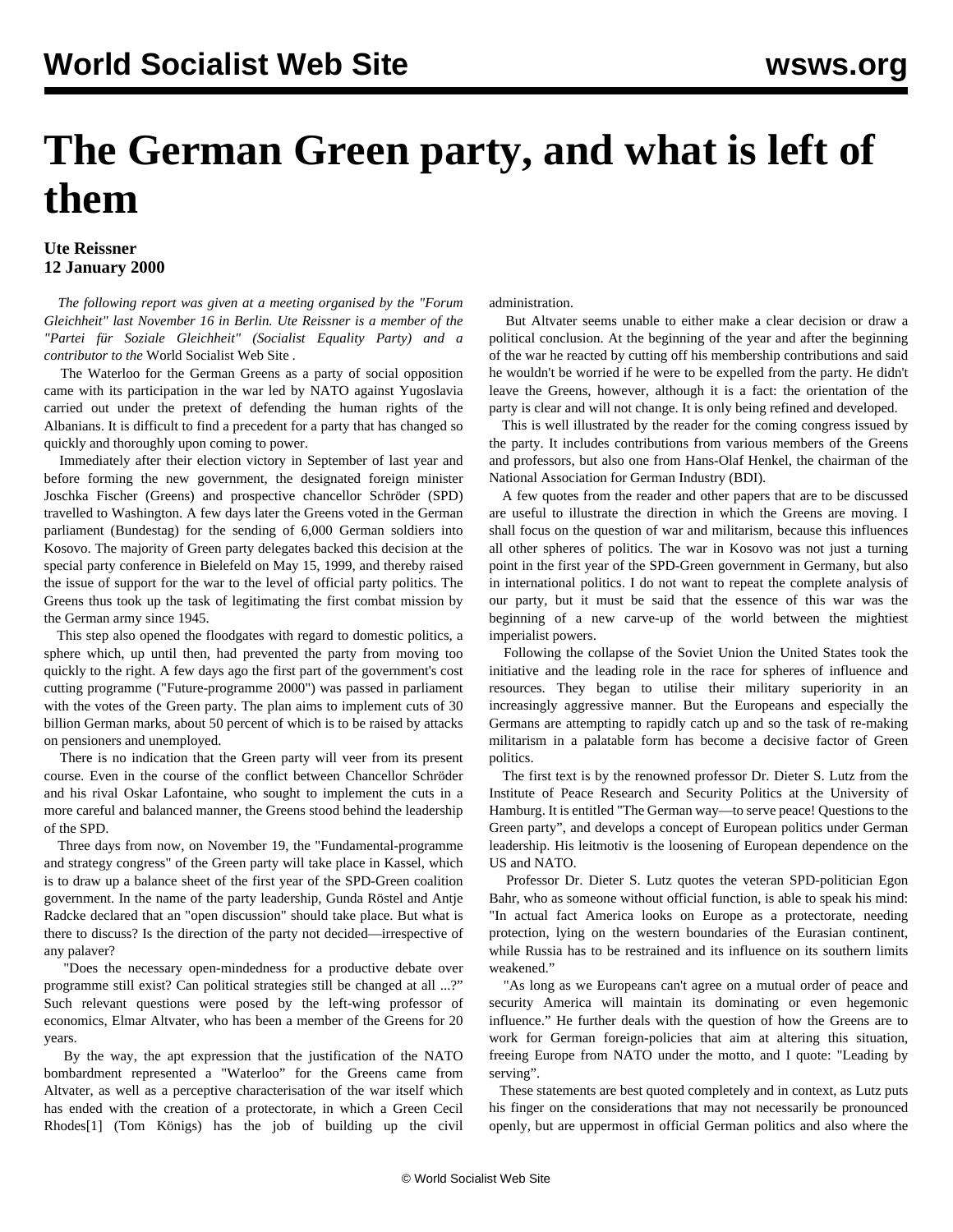# The German Green party, and what is left of them

**Ute Reissner**
**12 January 2000**

*The following report was given at a meeting organised by the "Forum Gleichheit" last November 16 in Berlin. Ute Reissner is a member of the "Partei für Soziale Gleichheit" (Socialist Equality Party) and a contributor to the* World Socialist Web Site *.*

The Waterloo for the German Greens as a party of social opposition came with its participation in the war led by NATO against Yugoslavia carried out under the pretext of defending the human rights of the Albanians. It is difficult to find a precedent for a party that has changed so quickly and thoroughly upon coming to power.

Immediately after their election victory in September of last year and before forming the new government, the designated foreign minister Joschka Fischer (Greens) and prospective chancellor Schröder (SPD) travelled to Washington. A few days later the Greens voted in the German parliament (Bundestag) for the sending of 6,000 German soldiers into Kosovo. The majority of Green party delegates backed this decision at the special party conference in Bielefeld on May 15, 1999, and thereby raised the issue of support for the war to the level of official party politics. The Greens thus took up the task of legitimating the first combat mission by the German army since 1945.

This step also opened the floodgates with regard to domestic politics, a sphere which, up until then, had prevented the party from moving too quickly to the right. A few days ago the first part of the government's cost cutting programme ("Future-programme 2000") was passed in parliament with the votes of the Green party. The plan aims to implement cuts of 30 billion German marks, about 50 percent of which is to be raised by attacks on pensioners and unemployed.

There is no indication that the Green party will veer from its present course. Even in the course of the conflict between Chancellor Schröder and his rival Oskar Lafontaine, who sought to implement the cuts in a more careful and balanced manner, the Greens stood behind the leadership of the SPD.

Three days from now, on November 19, the "Fundamental-programme and strategy congress" of the Green party will take place in Kassel, which is to draw up a balance sheet of the first year of the SPD-Green coalition government. In the name of the party leadership, Gunda Röstel and Antje Radcke declared that an "open discussion" should take place. But what is there to discuss? Is the direction of the party not decided—irrespective of any palaver?

"Does the necessary open-mindedness for a productive debate over programme still exist? Can political strategies still be changed at all ...?" Such relevant questions were posed by the left-wing professor of economics, Elmar Altvater, who has been a member of the Greens for 20 years.

By the way, the apt expression that the justification of the NATO bombardment represented a "Waterloo" for the Greens came from Altvater, as well as a perceptive characterisation of the war itself which has ended with the creation of a protectorate, in which a Green Cecil Rhodes[1] (Tom Königs) has the job of building up the civil administration.

But Altvater seems unable to either make a clear decision or draw a political conclusion. At the beginning of the year and after the beginning of the war he reacted by cutting off his membership contributions and said he wouldn't be worried if he were to be expelled from the party. He didn't leave the Greens, however, although it is a fact: the orientation of the party is clear and will not change. It is only being refined and developed.

This is well illustrated by the reader for the coming congress issued by the party. It includes contributions from various members of the Greens and professors, but also one from Hans-Olaf Henkel, the chairman of the National Association for German Industry (BDI).

A few quotes from the reader and other papers that are to be discussed are useful to illustrate the direction in which the Greens are moving. I shall focus on the question of war and militarism, because this influences all other spheres of politics. The war in Kosovo was not just a turning point in the first year of the SPD-Green government in Germany, but also in international politics. I do not want to repeat the complete analysis of our party, but it must be said that the essence of this war was the beginning of a new carve-up of the world between the mightiest imperialist powers.

Following the collapse of the Soviet Union the United States took the initiative and the leading role in the race for spheres of influence and resources. They began to utilise their military superiority in an increasingly aggressive manner. But the Europeans and especially the Germans are attempting to rapidly catch up and so the task of re-making militarism in a palatable form has become a decisive factor of Green politics.

The first text is by the renowned professor Dr. Dieter S. Lutz from the Institute of Peace Research and Security Politics at the University of Hamburg. It is entitled "The German way—to serve peace! Questions to the Green party", and develops a concept of European politics under German leadership. His leitmotiv is the loosening of European dependence on the US and NATO.

Professor Dr. Dieter S. Lutz quotes the veteran SPD-politician Egon Bahr, who as someone without official function, is able to speak his mind: "In actual fact America looks on Europe as a protectorate, needing protection, lying on the western boundaries of the Eurasian continent, while Russia has to be restrained and its influence on its southern limits weakened."

"As long as we Europeans can't agree on a mutual order of peace and security America will maintain its dominating or even hegemonic influence." He further deals with the question of how the Greens are to work for German foreign-policies that aim at altering this situation, freeing Europe from NATO under the motto, and I quote: "Leading by serving".

These statements are best quoted completely and in context, as Lutz puts his finger on the considerations that may not necessarily be pronounced openly, but are uppermost in official German politics and also where the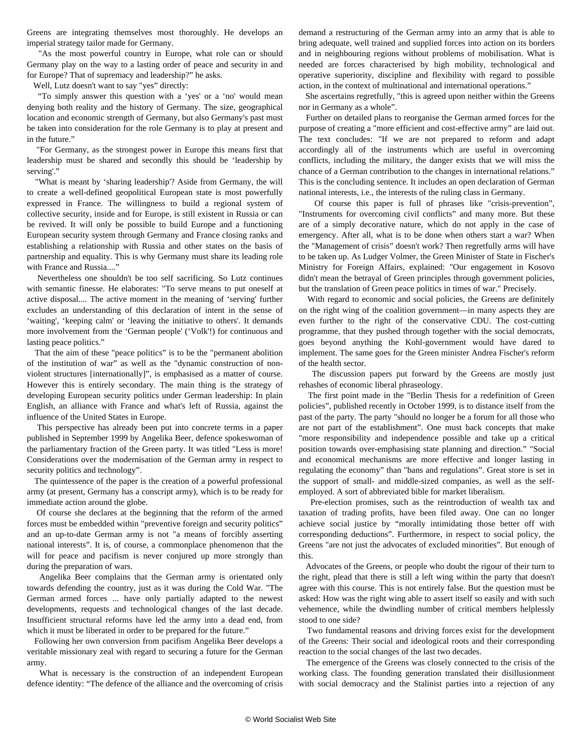Greens are integrating themselves most thoroughly. He develops an imperial strategy tailor made for Germany.

"As the most powerful country in Europe, what role can or should Germany play on the way to a lasting order of peace and security in and for Europe? That of supremacy and leadership?" he asks.

Well, Lutz doesn't want to say "yes" directly:

"To simply answer this question with a 'yes' or a 'no' would mean denying both reality and the history of Germany. The size, geographical location and economic strength of Germany, but also Germany's past must be taken into consideration for the role Germany is to play at present and in the future."

"For Germany, as the strongest power in Europe this means first that leadership must be shared and secondly this should be 'leadership by serving'."

"What is meant by 'sharing leadership'? Aside from Germany, the will to create a well-defined geopolitical European state is most powerfully expressed in France. The willingness to build a regional system of collective security, inside and for Europe, is still existent in Russia or can be revived. It will only be possible to build Europe and a functioning European security system through Germany and France closing ranks and establishing a relationship with Russia and other states on the basis of partnership and equality. This is why Germany must share its leading role with France and Russia...."

Nevertheless one shouldn't be too self sacrificing. So Lutz continues with semantic finesse. He elaborates: "To serve means to put oneself at active disposal.... The active moment in the meaning of 'serving' further excludes an understanding of this declaration of intent in the sense of 'waiting', 'keeping calm' or 'leaving the initiative to others'. It demands more involvement from the 'German people' ('Volk'!) for continuous and lasting peace politics."

That the aim of these "peace politics" is to be the "permanent abolition of the institution of war" as well as the "dynamic construction of non-violent structures [internationally]", is emphasised as a matter of course. However this is entirely secondary. The main thing is the strategy of developing European security politics under German leadership: In plain English, an alliance with France and what's left of Russia, against the influence of the United States in Europe.

This perspective has already been put into concrete terms in a paper published in September 1999 by Angelika Beer, defence spokeswoman of the parliamentary fraction of the Green party. It was titled "Less is more! Considerations over the modernisation of the German army in respect to security politics and technology".

The quintessence of the paper is the creation of a powerful professional army (at present, Germany has a conscript army), which is to be ready for immediate action around the globe.

Of course she declares at the beginning that the reform of the armed forces must be embedded within "preventive foreign and security politics" and an up-to-date German army is not "a means of forcibly asserting national interests". It is, of course, a commonplace phenomenon that the will for peace and pacifism is never conjured up more strongly than during the preparation of wars.

Angelika Beer complains that the German army is orientated only towards defending the country, just as it was during the Cold War. "The German armed forces ... have only partially adapted to the newest developments, requests and technological changes of the last decade. Insufficient structural reforms have led the army into a dead end, from which it must be liberated in order to be prepared for the future."

Following her own conversion from pacifism Angelika Beer develops a veritable missionary zeal with regard to securing a future for the German army.

What is necessary is the construction of an independent European defence identity: "The defence of the alliance and the overcoming of crisis demand a restructuring of the German army into an army that is able to bring adequate, well trained and supplied forces into action on its borders and in neighbouring regions without problems of mobilisation. What is needed are forces characterised by high mobility, technological and operative superiority, discipline and flexibility with regard to possible action, in the context of multinational and international operations."

She ascertains regretfully, "this is agreed upon neither within the Greens nor in Germany as a whole".

Further on detailed plans to reorganise the German armed forces for the purpose of creating a "more efficient and cost-effective army" are laid out. The text concludes: "If we are not prepared to reform and adapt accordingly all of the instruments which are useful in overcoming conflicts, including the military, the danger exists that we will miss the chance of a German contribution to the changes in international relations." This is the concluding sentence. It includes an open declaration of German national interests, i.e., the interests of the ruling class in Germany.

Of course this paper is full of phrases like "crisis-prevention", "Instruments for overcoming civil conflicts" and many more. But these are of a simply decorative nature, which do not apply in the case of emergency. After all, what is to be done when others start a war? When the "Management of crisis" doesn't work? Then regretfully arms will have to be taken up. As Ludger Volmer, the Green Minister of State in Fischer's Ministry for Foreign Affairs, explained: "Our engagement in Kosovo didn't mean the betrayal of Green principles through government policies, but the translation of Green peace politics in times of war." Precisely.

With regard to economic and social policies, the Greens are definitely on the right wing of the coalition government—in many aspects they are even further to the right of the conservative CDU. The cost-cutting programme, that they pushed through together with the social democrats, goes beyond anything the Kohl-government would have dared to implement. The same goes for the Green minister Andrea Fischer's reform of the health sector.

The discussion papers put forward by the Greens are mostly just rehashes of economic liberal phraseology.

The first point made in the "Berlin Thesis for a redefinition of Green policies", published recently in October 1999, is to distance itself from the past of the party. The party "should no longer be a forum for all those who are not part of the establishment". One must back concepts that make "more responsibility and independence possible and take up a critical position towards over-emphasising state planning and direction." "Social and economical mechanisms are more effective and longer lasting in regulating the economy" than "bans and regulations". Great store is set in the support of small- and middle-sized companies, as well as the self-employed. A sort of abbreviated bible for market liberalism.

Pre-election promises, such as the reintroduction of wealth tax and taxation of trading profits, have been filed away. One can no longer achieve social justice by "morally intimidating those better off with corresponding deductions". Furthermore, in respect to social policy, the Greens "are not just the advocates of excluded minorities". But enough of this.

Advocates of the Greens, or people who doubt the rigour of their turn to the right, plead that there is still a left wing within the party that doesn't agree with this course. This is not entirely false. But the question must be asked: How was the right wing able to assert itself so easily and with such vehemence, while the dwindling number of critical members helplessly stood to one side?

Two fundamental reasons and driving forces exist for the development of the Greens: Their social and ideological roots and their corresponding reaction to the social changes of the last two decades.

The emergence of the Greens was closely connected to the crisis of the working class. The founding generation translated their disillusionment with social democracy and the Stalinist parties into a rejection of any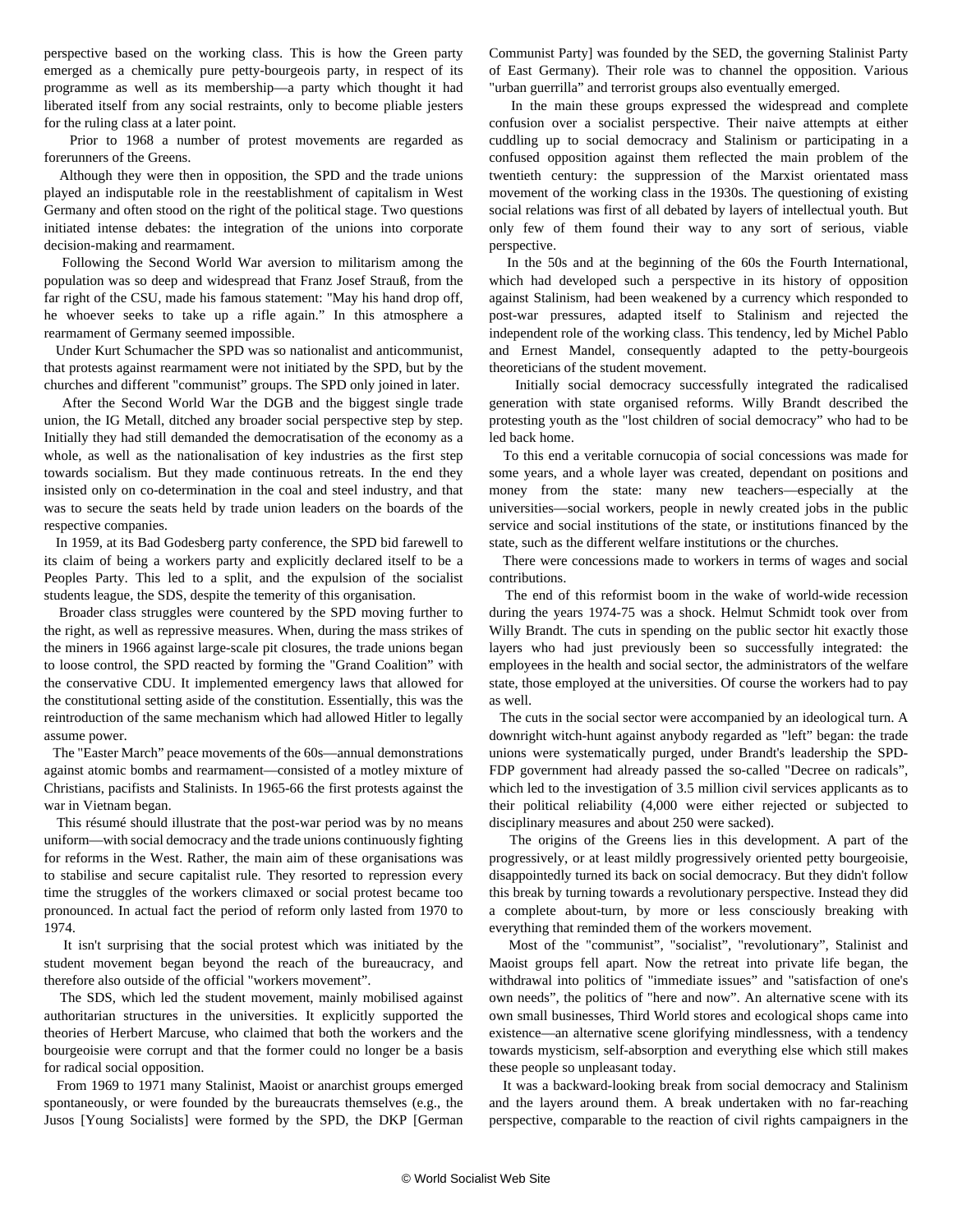perspective based on the working class. This is how the Green party emerged as a chemically pure petty-bourgeois party, in respect of its programme as well as its membership—a party which thought it had liberated itself from any social restraints, only to become pliable jesters for the ruling class at a later point.

Prior to 1968 a number of protest movements are regarded as forerunners of the Greens.

Although they were then in opposition, the SPD and the trade unions played an indisputable role in the reestablishment of capitalism in West Germany and often stood on the right of the political stage. Two questions initiated intense debates: the integration of the unions into corporate decision-making and rearmament.

Following the Second World War aversion to militarism among the population was so deep and widespread that Franz Josef Strauß, from the far right of the CSU, made his famous statement: "May his hand drop off, he whoever seeks to take up a rifle again." In this atmosphere a rearmament of Germany seemed impossible.

Under Kurt Schumacher the SPD was so nationalist and anticommunist, that protests against rearmament were not initiated by the SPD, but by the churches and different "communist" groups. The SPD only joined in later.

After the Second World War the DGB and the biggest single trade union, the IG Metall, ditched any broader social perspective step by step. Initially they had still demanded the democratisation of the economy as a whole, as well as the nationalisation of key industries as the first step towards socialism. But they made continuous retreats. In the end they insisted only on co-determination in the coal and steel industry, and that was to secure the seats held by trade union leaders on the boards of the respective companies.

In 1959, at its Bad Godesberg party conference, the SPD bid farewell to its claim of being a workers party and explicitly declared itself to be a Peoples Party. This led to a split, and the expulsion of the socialist students league, the SDS, despite the temerity of this organisation.

Broader class struggles were countered by the SPD moving further to the right, as well as repressive measures. When, during the mass strikes of the miners in 1966 against large-scale pit closures, the trade unions began to loose control, the SPD reacted by forming the "Grand Coalition" with the conservative CDU. It implemented emergency laws that allowed for the constitutional setting aside of the constitution. Essentially, this was the reintroduction of the same mechanism which had allowed Hitler to legally assume power.

The "Easter March" peace movements of the 60s—annual demonstrations against atomic bombs and rearmament—consisted of a motley mixture of Christians, pacifists and Stalinists. In 1965-66 the first protests against the war in Vietnam began.

This résumé should illustrate that the post-war period was by no means uniform—with social democracy and the trade unions continuously fighting for reforms in the West. Rather, the main aim of these organisations was to stabilise and secure capitalist rule. They resorted to repression every time the struggles of the workers climaxed or social protest became too pronounced. In actual fact the period of reform only lasted from 1970 to 1974.

It isn't surprising that the social protest which was initiated by the student movement began beyond the reach of the bureaucracy, and therefore also outside of the official "workers movement".

The SDS, which led the student movement, mainly mobilised against authoritarian structures in the universities. It explicitly supported the theories of Herbert Marcuse, who claimed that both the workers and the bourgeoisie were corrupt and that the former could no longer be a basis for radical social opposition.

From 1969 to 1971 many Stalinist, Maoist or anarchist groups emerged spontaneously, or were founded by the bureaucrats themselves (e.g., the Jusos [Young Socialists] were formed by the SPD, the DKP [German Communist Party] was founded by the SED, the governing Stalinist Party of East Germany). Their role was to channel the opposition. Various "urban guerrilla" and terrorist groups also eventually emerged.

In the main these groups expressed the widespread and complete confusion over a socialist perspective. Their naive attempts at either cuddling up to social democracy and Stalinism or participating in a confused opposition against them reflected the main problem of the twentieth century: the suppression of the Marxist orientated mass movement of the working class in the 1930s. The questioning of existing social relations was first of all debated by layers of intellectual youth. But only few of them found their way to any sort of serious, viable perspective.

In the 50s and at the beginning of the 60s the Fourth International, which had developed such a perspective in its history of opposition against Stalinism, had been weakened by a currency which responded to post-war pressures, adapted itself to Stalinism and rejected the independent role of the working class. This tendency, led by Michel Pablo and Ernest Mandel, consequently adapted to the petty-bourgeois theoreticians of the student movement.

Initially social democracy successfully integrated the radicalised generation with state organised reforms. Willy Brandt described the protesting youth as the "lost children of social democracy" who had to be led back home.

To this end a veritable cornucopia of social concessions was made for some years, and a whole layer was created, dependant on positions and money from the state: many new teachers—especially at the universities—social workers, people in newly created jobs in the public service and social institutions of the state, or institutions financed by the state, such as the different welfare institutions or the churches.

There were concessions made to workers in terms of wages and social contributions.

The end of this reformist boom in the wake of world-wide recession during the years 1974-75 was a shock. Helmut Schmidt took over from Willy Brandt. The cuts in spending on the public sector hit exactly those layers who had just previously been so successfully integrated: the employees in the health and social sector, the administrators of the welfare state, those employed at the universities. Of course the workers had to pay as well.

The cuts in the social sector were accompanied by an ideological turn. A downright witch-hunt against anybody regarded as "left" began: the trade unions were systematically purged, under Brandt's leadership the SPD-FDP government had already passed the so-called "Decree on radicals", which led to the investigation of 3.5 million civil services applicants as to their political reliability (4,000 were either rejected or subjected to disciplinary measures and about 250 were sacked).

The origins of the Greens lies in this development. A part of the progressively, or at least mildly progressively oriented petty bourgeoisie, disappointedly turned its back on social democracy. But they didn't follow this break by turning towards a revolutionary perspective. Instead they did a complete about-turn, by more or less consciously breaking with everything that reminded them of the workers movement.

Most of the "communist", "socialist", "revolutionary", Stalinist and Maoist groups fell apart. Now the retreat into private life began, the withdrawal into politics of "immediate issues" and "satisfaction of one's own needs", the politics of "here and now". An alternative scene with its own small businesses, Third World stores and ecological shops came into existence—an alternative scene glorifying mindlessness, with a tendency towards mysticism, self-absorption and everything else which still makes these people so unpleasant today.

It was a backward-looking break from social democracy and Stalinism and the layers around them. A break undertaken with no far-reaching perspective, comparable to the reaction of civil rights campaigners in the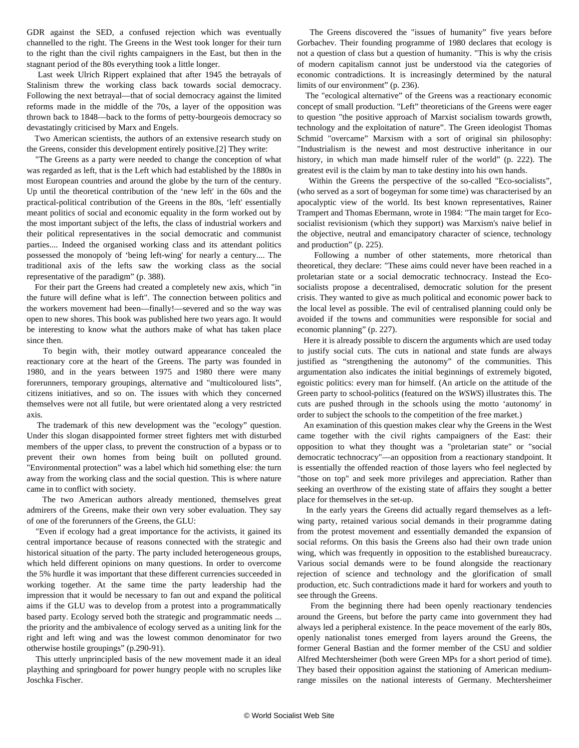GDR against the SED, a confused rejection which was eventually channelled to the right. The Greens in the West took longer for their turn to the right than the civil rights campaigners in the East, but then in the stagnant period of the 80s everything took a little longer.

Last week Ulrich Rippert explained that after 1945 the betrayals of Stalinism threw the working class back towards social democracy. Following the next betrayal—that of social democracy against the limited reforms made in the middle of the 70s, a layer of the opposition was thrown back to 1848—back to the forms of petty-bourgeois democracy so devastatingly criticised by Marx and Engels.

Two American scientists, the authors of an extensive research study on the Greens, consider this development entirely positive.[2] They write:

"The Greens as a party were needed to change the conception of what was regarded as left, that is the Left which had established by the 1880s in most European countries and around the globe by the turn of the century. Up until the theoretical contribution of the 'new left' in the 60s and the practical-political contribution of the Greens in the 80s, 'left' essentially meant politics of social and economic equality in the form worked out by the most important subject of the lefts, the class of industrial workers and their political representatives in the social democratic and communist parties.... Indeed the organised working class and its attendant politics possessed the monopoly of 'being left-wing' for nearly a century.... The traditional axis of the lefts saw the working class as the social representative of the paradigm" (p. 388).

For their part the Greens had created a completely new axis, which "in the future will define what is left". The connection between politics and the workers movement had been—finally!—severed and so the way was open to new shores. This book was published here two years ago. It would be interesting to know what the authors make of what has taken place since then.

To begin with, their motley outward appearance concealed the reactionary core at the heart of the Greens. The party was founded in 1980, and in the years between 1975 and 1980 there were many forerunners, temporary groupings, alternative and "multicoloured lists", citizens initiatives, and so on. The issues with which they concerned themselves were not all futile, but were orientated along a very restricted axis.

The trademark of this new development was the "ecology" question. Under this slogan disappointed former street fighters met with disturbed members of the upper class, to prevent the construction of a bypass or to prevent their own homes from being built on polluted ground. "Environmental protection" was a label which hid something else: the turn away from the working class and the social question. This is where nature came in to conflict with society.

The two American authors already mentioned, themselves great admirers of the Greens, make their own very sober evaluation. They say of one of the forerunners of the Greens, the GLU:

"Even if ecology had a great importance for the activists, it gained its central importance because of reasons connected with the strategic and historical situation of the party. The party included heterogeneous groups, which held different opinions on many questions. In order to overcome the 5% hurdle it was important that these different currencies succeeded in working together. At the same time the party leadership had the impression that it would be necessary to fan out and expand the political aims if the GLU was to develop from a protest into a programmatically based party. Ecology served both the strategic and programmatic needs ... the priority and the ambivalence of ecology served as a uniting link for the right and left wing and was the lowest common denominator for two otherwise hostile groupings" (p.290-91).

This utterly unprincipled basis of the new movement made it an ideal plaything and springboard for power hungry people with no scruples like Joschka Fischer.

The Greens discovered the "issues of humanity" five years before Gorbachev. Their founding programme of 1980 declares that ecology is not a question of class but a question of humanity. "This is why the crisis of modern capitalism cannot just be understood via the categories of economic contradictions. It is increasingly determined by the natural limits of our environment" (p. 236).

The "ecological alternative" of the Greens was a reactionary economic concept of small production. "Left" theoreticians of the Greens were eager to question "the positive approach of Marxist socialism towards growth, technology and the exploitation of nature". The Green ideologist Thomas Schmid "overcame" Marxism with a sort of original sin philosophy: "Industrialism is the newest and most destructive inheritance in our history, in which man made himself ruler of the world" (p. 222). The greatest evil is the claim by man to take destiny into his own hands.

Within the Greens the perspective of the so-called "Eco-socialists", (who served as a sort of bogeyman for some time) was characterised by an apocalyptic view of the world. Its best known representatives, Rainer Trampert and Thomas Ebermann, wrote in 1984: "The main target for Eco-socialist revisionism (which they support) was Marxism's naive belief in the objective, neutral and emancipatory character of science, technology and production" (p. 225).

Following a number of other statements, more rhetorical than theoretical, they declare: "These aims could never have been reached in a proletarian state or a social democratic technocracy. Instead the Eco-socialists propose a decentralised, democratic solution for the present crisis. They wanted to give as much political and economic power back to the local level as possible. The evil of centralised planning could only be avoided if the towns and communities were responsible for social and economic planning" (p. 227).

Here it is already possible to discern the arguments which are used today to justify social cuts. The cuts in national and state funds are always justified as "strengthening the autonomy" of the communities. This argumentation also indicates the initial beginnings of extremely bigoted, egoistic politics: every man for himself. (An article on the attitude of the Green party to school-politics (featured on the *WSWS*) illustrates this. The cuts are pushed through in the schools using the motto 'autonomy' in order to subject the schools to the competition of the free market.)

An examination of this question makes clear why the Greens in the West came together with the civil rights campaigners of the East: their opposition to what they thought was a "proletarian state" or "social democratic technocracy"—an opposition from a reactionary standpoint. It is essentially the offended reaction of those layers who feel neglected by "those on top" and seek more privileges and appreciation. Rather than seeking an overthrow of the existing state of affairs they sought a better place for themselves in the set-up.

In the early years the Greens did actually regard themselves as a left-wing party, retained various social demands in their programme dating from the protest movement and essentially demanded the expansion of social reforms. On this basis the Greens also had their own trade union wing, which was frequently in opposition to the established bureaucracy. Various social demands were to be found alongside the reactionary rejection of science and technology and the glorification of small production, etc. Such contradictions made it hard for workers and youth to see through the Greens.

From the beginning there had been openly reactionary tendencies around the Greens, but before the party came into government they had always led a peripheral existence. In the peace movement of the early 80s, openly nationalist tones emerged from layers around the Greens, the former General Bastian and the former member of the CSU and soldier Alfred Mechtersheimer (both were Green MPs for a short period of time). They based their opposition against the stationing of American medium-range missiles on the national interests of Germany. Mechtersheimer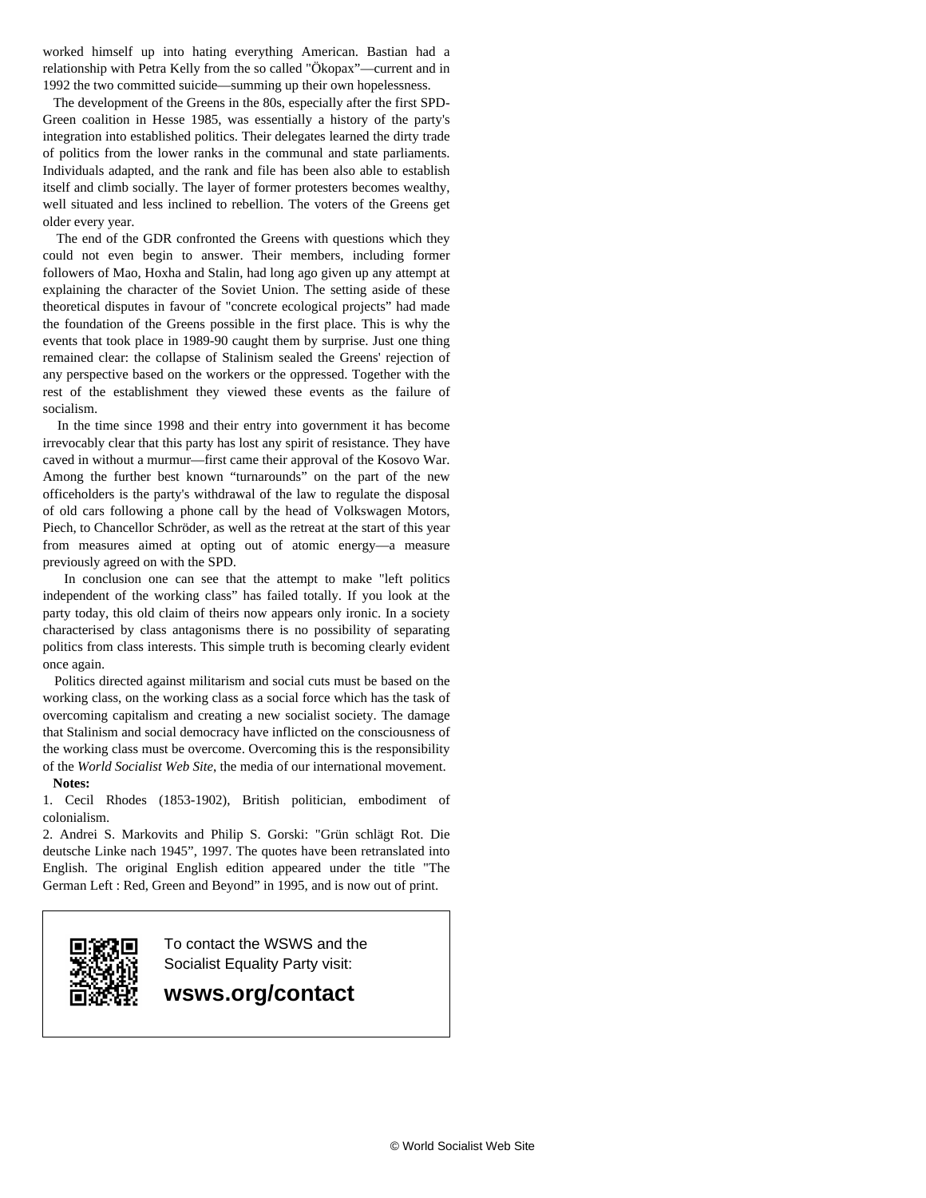worked himself up into hating everything American. Bastian had a relationship with Petra Kelly from the so called "Ökopax"—current and in 1992 the two committed suicide—summing up their own hopelessness.

The development of the Greens in the 80s, especially after the first SPD-Green coalition in Hesse 1985, was essentially a history of the party's integration into established politics. Their delegates learned the dirty trade of politics from the lower ranks in the communal and state parliaments. Individuals adapted, and the rank and file has been also able to establish itself and climb socially. The layer of former protesters becomes wealthy, well situated and less inclined to rebellion. The voters of the Greens get older every year.

The end of the GDR confronted the Greens with questions which they could not even begin to answer. Their members, including former followers of Mao, Hoxha and Stalin, had long ago given up any attempt at explaining the character of the Soviet Union. The setting aside of these theoretical disputes in favour of "concrete ecological projects" had made the foundation of the Greens possible in the first place. This is why the events that took place in 1989-90 caught them by surprise. Just one thing remained clear: the collapse of Stalinism sealed the Greens' rejection of any perspective based on the workers or the oppressed. Together with the rest of the establishment they viewed these events as the failure of socialism.

In the time since 1998 and their entry into government it has become irrevocably clear that this party has lost any spirit of resistance. They have caved in without a murmur—first came their approval of the Kosovo War. Among the further best known "turnarounds" on the part of the new officeholders is the party's withdrawal of the law to regulate the disposal of old cars following a phone call by the head of Volkswagen Motors, Piech, to Chancellor Schröder, as well as the retreat at the start of this year from measures aimed at opting out of atomic energy—a measure previously agreed on with the SPD.

In conclusion one can see that the attempt to make "left politics independent of the working class" has failed totally. If you look at the party today, this old claim of theirs now appears only ironic. In a society characterised by class antagonisms there is no possibility of separating politics from class interests. This simple truth is becoming clearly evident once again.

Politics directed against militarism and social cuts must be based on the working class, on the working class as a social force which has the task of overcoming capitalism and creating a new socialist society. The damage that Stalinism and social democracy have inflicted on the consciousness of the working class must be overcome. Overcoming this is the responsibility of the *World Socialist Web Site*, the media of our international movement.

**Notes:**

1. Cecil Rhodes (1853-1902), British politician, embodiment of colonialism.

2. Andrei S. Markovits and Philip S. Gorski: "Grün schlägt Rot. Die deutsche Linke nach 1945", 1997. The quotes have been retranslated into English. The original English edition appeared under the title "The German Left : Red, Green and Beyond" in 1995, and is now out of print.

To contact the WSWS and the Socialist Equality Party visit:

**wsws.org/contact**